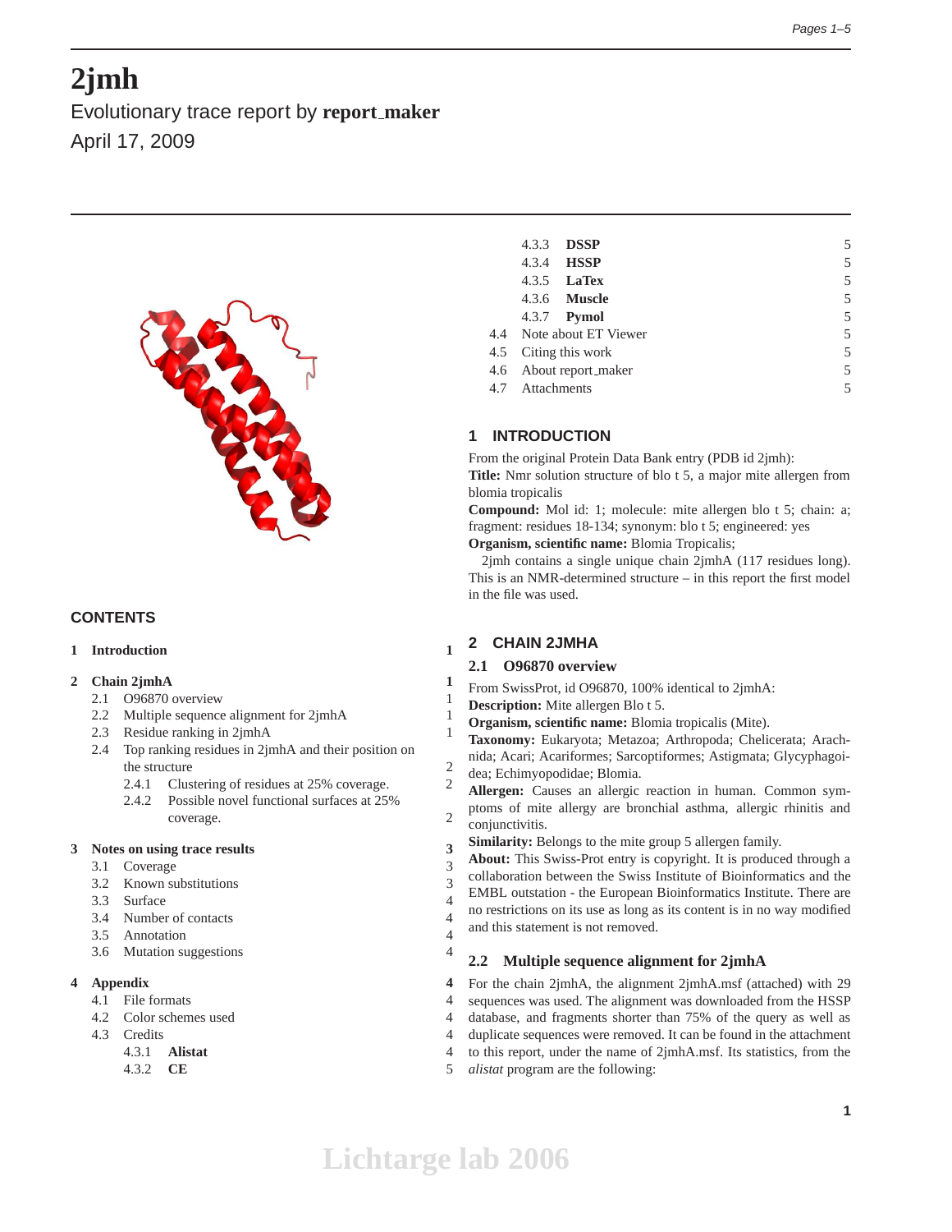# 2jmh

Evolutionary trace report by **report_maker**

April 17, 2009

## CONTENTS

**1 Introduction** 1

**2 Chain 2jmhA** 1
- 2.1 O96870 overview 1
- 2.2 Multiple sequence alignment for 2jmhA 1
- 2.3 Residue ranking in 2jmhA 1
- 2.4 Top ranking residues in 2jmhA and their position on the structure 2
  - 2.4.1 Clustering of residues at 25% coverage. 2
  - 2.4.2 Possible novel functional surfaces at 25% coverage. 2

**3 Notes on using trace results** 3
- 3.1 Coverage 3
- 3.2 Known substitutions 3
- 3.3 Surface 4
- 3.4 Number of contacts 4
- 3.5 Annotation 4
- 3.6 Mutation suggestions 4

**4 Appendix** 4
- 4.1 File formats 4
- 4.2 Color schemes used 4
- 4.3 Credits 4
  - 4.3.1 **Alistat** 4
  - 4.3.2 **CE** 5
  - 4.3.3 **DSSP** 5
  - 4.3.4 **HSSP** 5
  - 4.3.5 **LaTex** 5
  - 4.3.6 **Muscle** 5
  - 4.3.7 **Pymol** 5
- 4.4 Note about ET Viewer 5
- 4.5 Citing this work 5
- 4.6 About report_maker 5
- 4.7 Attachments 5

## 1 INTRODUCTION

From the original Protein Data Bank entry (PDB id 2jmh):
**Title:** Nmr solution structure of blo t 5, a major mite allergen from blomia tropicalis
**Compound:** Mol id: 1; molecule: mite allergen blo t 5; chain: a; fragment: residues 18-134; synonym: blo t 5; engineered: yes
**Organism, scientific name:** Blomia Tropicalis;

2jmh contains a single unique chain 2jmhA (117 residues long). This is an NMR-determined structure – in this report the first model in the file was used.

## 2 CHAIN 2JMHA

### 2.1 O96870 overview

From SwissProt, id O96870, 100% identical to 2jmhA:
**Description:** Mite allergen Blo t 5.
**Organism, scientific name:** Blomia tropicalis (Mite).
**Taxonomy:** Eukaryota; Metazoa; Arthropoda; Chelicerata; Arachnida; Acari; Acariformes; Sarcoptiformes; Astigmata; Glycyphagoidea; Echimyopodidae; Blomia.
**Allergen:** Causes an allergic reaction in human. Common symptoms of mite allergy are bronchial asthma, allergic rhinitis and conjunctivitis.
**Similarity:** Belongs to the mite group 5 allergen family.
**About:** This Swiss-Prot entry is copyright. It is produced through a collaboration between the Swiss Institute of Bioinformatics and the EMBL outstation - the European Bioinformatics Institute. There are no restrictions on its use as long as its content is in no way modified and this statement is not removed.

### 2.2 Multiple sequence alignment for 2jmhA

For the chain 2jmhA, the alignment 2jmhA.msf (attached) with 29 sequences was used. The alignment was downloaded from the HSSP database, and fragments shorter than 75% of the query as well as duplicate sequences were removed. It can be found in the attachment to this report, under the name of 2jmhA.msf. Its statistics, from the *alistat* program are the following: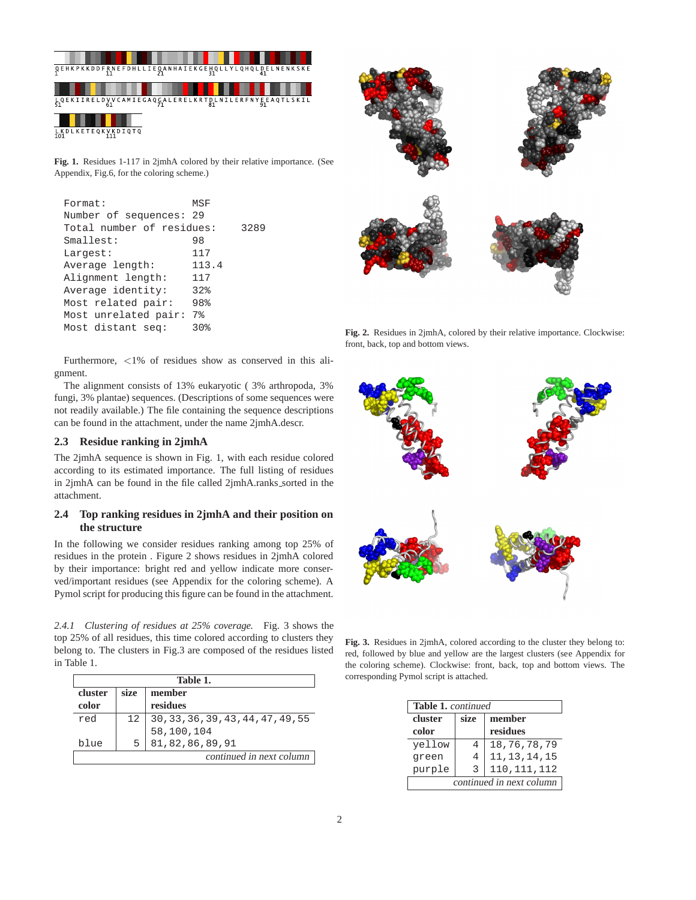Fig. 1. Residues 1-117 in 2jmhA colored by their relative importance. (See Appendix, Fig.6, for the coloring scheme.)

```
Format:                MSF
Number of sequences: 29
Total number of residues:     3289
Smallest:              98
Largest:               117
Average length:        113.4
Alignment length:      117
Average identity:      32%
Most related pair:     98%
Most unrelated pair: 7%
Most distant seq:      30%
```

Furthermore, <1% of residues show as conserved in this alignment.

The alignment consists of 13% eukaryotic ( 3% arthropoda, 3% fungi, 3% plantae) sequences. (Descriptions of some sequences were not readily available.) The file containing the sequence descriptions can be found in the attachment, under the name 2jmhA.descr.

### 2.3 Residue ranking in 2jmhA

The 2jmhA sequence is shown in Fig. 1, with each residue colored according to its estimated importance. The full listing of residues in 2jmhA can be found in the file called 2jmhA.ranks_sorted in the attachment.

### 2.4 Top ranking residues in 2jmhA and their position on the structure

In the following we consider residues ranking among top 25% of residues in the protein . Figure 2 shows residues in 2jmhA colored by their importance: bright red and yellow indicate more conserved/important residues (see Appendix for the coloring scheme). A Pymol script for producing this figure can be found in the attachment.

Fig. 2. Residues in 2jmhA, colored by their relative importance. Clockwise: front, back, top and bottom views.

*2.4.1 Clustering of residues at 25% coverage.* Fig. 3 shows the top 25% of all residues, this time colored according to clusters they belong to. The clusters in Fig.3 are composed of the residues listed in Table 1.

Fig. 3. Residues in 2jmhA, colored according to the cluster they belong to: red, followed by blue and yellow are the largest clusters (see Appendix for the coloring scheme). Clockwise: front, back, top and bottom views. The corresponding Pymol script is attached.

**Table 1.**

| cluster color | size | member residues |
|---|---|---|
| red | 12 | 30,33,36,39,43,44,47,49,55 58,100,104 |
| blue | 5 | 81,82,86,89,91 |
| yellow | 4 | 18,76,78,79 |
| green | 4 | 11,13,14,15 |
| purple | 3 | 110,111,112 |

*continued in next column*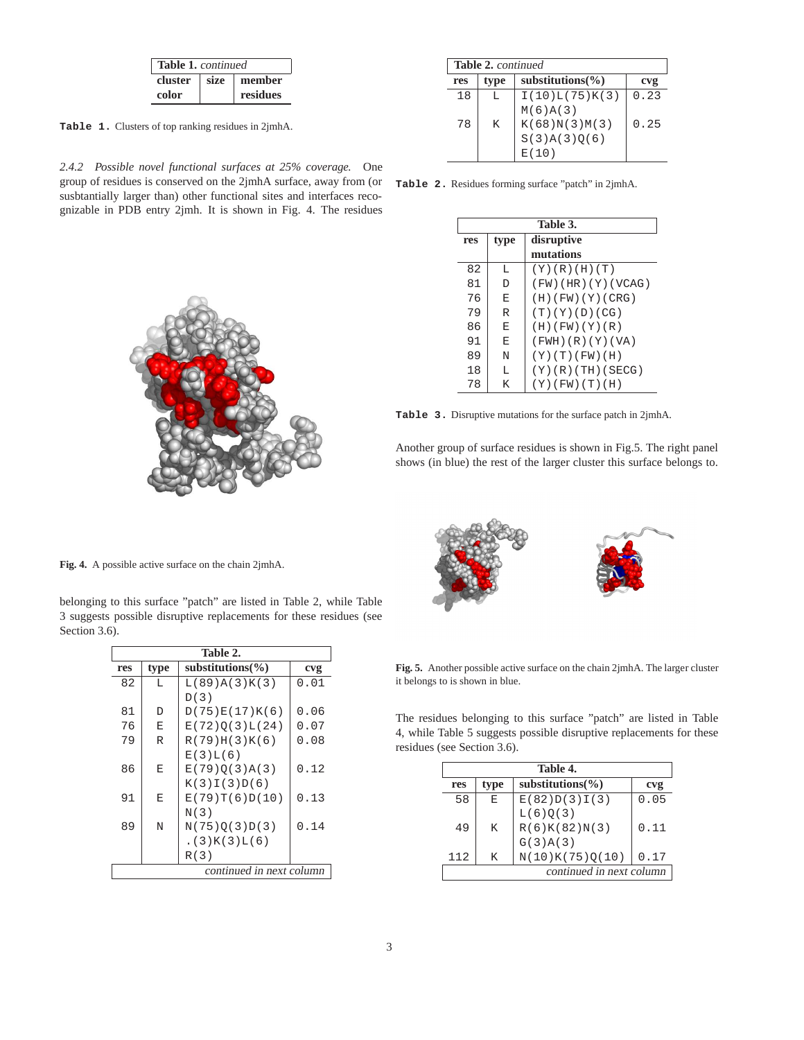| Table 1. *continued* | | |
|---|---|---|
| **cluster color** | **size** | **member residues** |

**Table 1.** Clusters of top ranking residues in 2jmhA.

*2.4.2 Possible novel functional surfaces at 25% coverage.* One group of residues is conserved on the 2jmhA surface, away from (or susbtantially larger than) other functional sites and interfaces recognizable in PDB entry 2jmh. It is shown in Fig. 4. The residues belonging to this surface "patch" are listed in Table 2, while Table 3 suggests possible disruptive replacements for these residues (see Section 3.6).

**Fig. 4.** A possible active surface on the chain 2jmhA.

| res | type | substitutions(%) | cvg |
|---|---|---|---|
| 82 | L | L(89)A(3)K(3) D(3) | 0.01 |
| 81 | D | D(75)E(17)K(6) | 0.06 |
| 76 | E | E(72)Q(3)L(24) | 0.07 |
| 79 | R | R(79)H(3)K(6) E(3)L(6) | 0.08 |
| 86 | E | E(79)Q(3)A(3) K(3)I(3)D(6) | 0.12 |
| 91 | E | E(79)T(6)D(10) N(3) | 0.13 |
| 89 | N | N(75)Q(3)D(3) .(3)K(3)L(6) R(3) | 0.14 |
| 18 | L | I(10)L(75)K(3) M(6)A(3) | 0.23 |
| 78 | K | K(68)N(3)M(3) S(3)A(3)Q(6) E(10) | 0.25 |

**Table 2.** Residues forming surface "patch" in 2jmhA.

| res | type | disruptive mutations |
|---|---|---|
| 82 | L | (Y)(R)(H)(T) |
| 81 | D | (FW)(HR)(Y)(VCAG) |
| 76 | E | (H)(FW)(Y)(CRG) |
| 79 | R | (T)(Y)(D)(CG) |
| 86 | E | (H)(FW)(Y)(R) |
| 91 | E | (FWH)(R)(Y)(VA) |
| 89 | N | (Y)(T)(FW)(H) |
| 18 | L | (Y)(R)(TH)(SECG) |
| 78 | K | (Y)(FW)(T)(H) |

**Table 3.** Disruptive mutations for the surface patch in 2jmhA.

Another group of surface residues is shown in Fig.5. The right panel shows (in blue) the rest of the larger cluster this surface belongs to.

**Fig. 5.** Another possible active surface on the chain 2jmhA. The larger cluster it belongs to is shown in blue.

The residues belonging to this surface "patch" are listed in Table 4, while Table 5 suggests possible disruptive replacements for these residues (see Section 3.6).

| res | type | substitutions(%) | cvg |
|---|---|---|---|
| 58 | E | E(82)D(3)I(3) L(6)Q(3) | 0.05 |
| 49 | K | R(6)K(82)N(3) G(3)A(3) | 0.11 |
| 112 | K | N(10)K(75)Q(10) | 0.17 |

*continued in next column*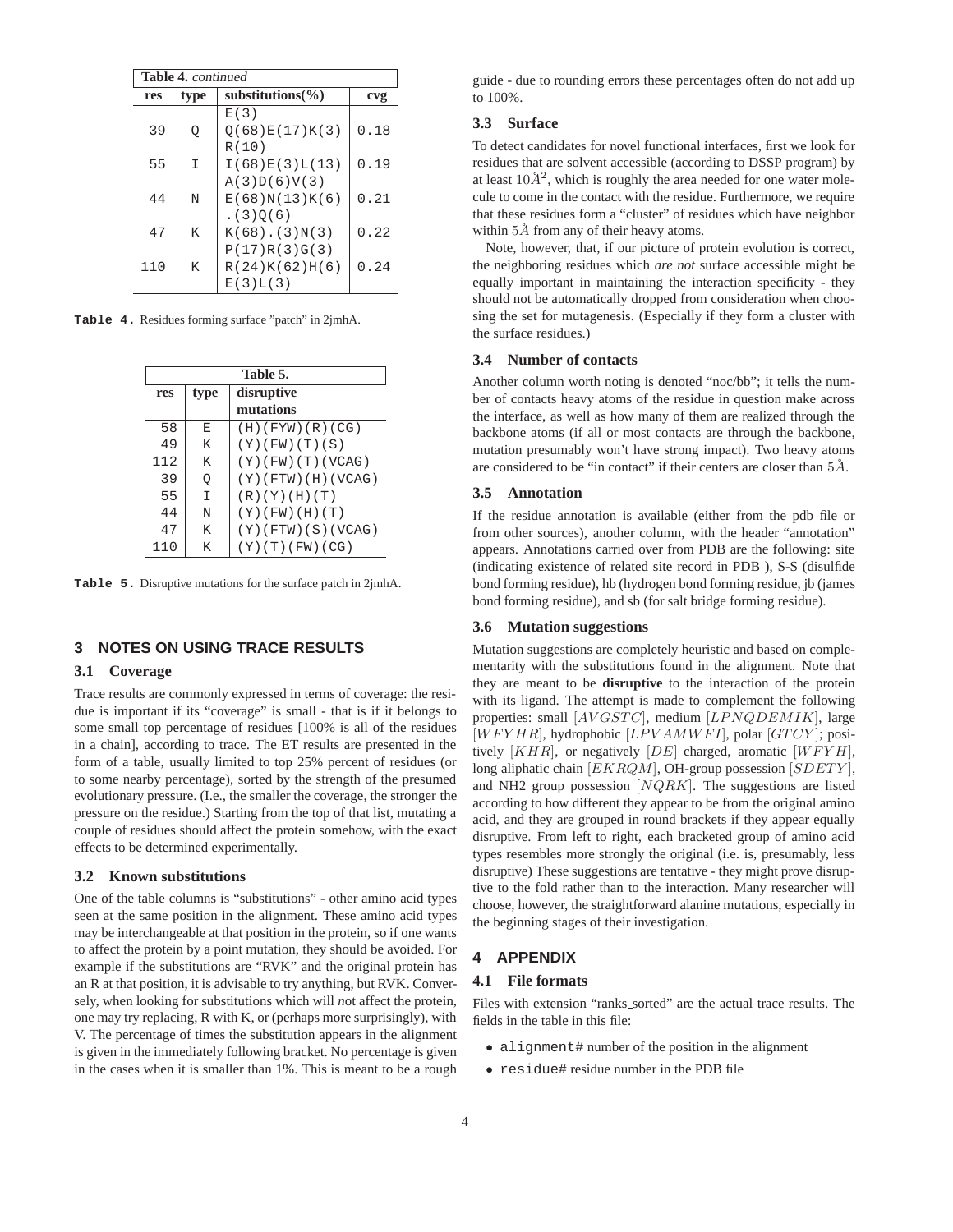| Table 4. *continued* | | | |
|---|---|---|---|
| res | type | substitutions(%) | cvg |
| | | E(3) | |
| 39 | Q | Q(68)E(17)K(3) R(10) | 0.18 |
| 55 | I | I(68)E(3)L(13) A(3)D(6)V(3) | 0.19 |
| 44 | N | E(68)N(13)K(6) .(3)Q(6) | 0.21 |
| 47 | K | K(68).(3)N(3) P(17)R(3)G(3) | 0.22 |
| 110 | K | R(24)K(62)H(6) E(3)L(3) | 0.24 |

**Table 4.** Residues forming surface "patch" in 2jmhA.

| Table 5. | | |
|---|---|---|
| res | type | disruptive mutations |
| 58 | E | (H)(FYW)(R)(CG) |
| 49 | K | (Y)(FW)(T)(S) |
| 112 | K | (Y)(FW)(T)(VCAG) |
| 39 | Q | (Y)(FTW)(H)(VCAG) |
| 55 | I | (R)(Y)(H)(T) |
| 44 | N | (Y)(FW)(H)(T) |
| 47 | K | (Y)(FTW)(S)(VCAG) |
| 110 | K | (Y)(T)(FW)(CG) |

**Table 5.** Disruptive mutations for the surface patch in 2jmhA.

## 3 NOTES ON USING TRACE RESULTS

### 3.1 Coverage

Trace results are commonly expressed in terms of coverage: the residue is important if its "coverage" is small - that is if it belongs to some small top percentage of residues [100% is all of the residues in a chain], according to trace. The ET results are presented in the form of a table, usually limited to top 25% percent of residues (or to some nearby percentage), sorted by the strength of the presumed evolutionary pressure. (I.e., the smaller the coverage, the stronger the pressure on the residue.) Starting from the top of that list, mutating a couple of residues should affect the protein somehow, with the exact effects to be determined experimentally.

### 3.2 Known substitutions

One of the table columns is "substitutions" - other amino acid types seen at the same position in the alignment. These amino acid types may be interchangeable at that position in the protein, so if one wants to affect the protein by a point mutation, they should be avoided. For example if the substitutions are "RVK" and the original protein has an R at that position, it is advisable to try anything, but RVK. Conversely, when looking for substitutions which will *n*ot affect the protein, one may try replacing, R with K, or (perhaps more surprisingly), with V. The percentage of times the substitution appears in the alignment is given in the immediately following bracket. No percentage is given in the cases when it is smaller than 1%. This is meant to be a rough guide - due to rounding errors these percentages often do not add up to 100%.

### 3.3 Surface

To detect candidates for novel functional interfaces, first we look for residues that are solvent accessible (according to DSSP program) by at least $10\AA^2$, which is roughly the area needed for one water molecule to come in the contact with the residue. Furthermore, we require that these residues form a "cluster" of residues which have neighbor within $5\AA$ from any of their heavy atoms.

Note, however, that, if our picture of protein evolution is correct, the neighboring residues which *are not* surface accessible might be equally important in maintaining the interaction specificity - they should not be automatically dropped from consideration when choosing the set for mutagenesis. (Especially if they form a cluster with the surface residues.)

### 3.4 Number of contacts

Another column worth noting is denoted "noc/bb"; it tells the number of contacts heavy atoms of the residue in question make across the interface, as well as how many of them are realized through the backbone atoms (if all or most contacts are through the backbone, mutation presumably won't have strong impact). Two heavy atoms are considered to be "in contact" if their centers are closer than $5\AA$.

### 3.5 Annotation

If the residue annotation is available (either from the pdb file or from other sources), another column, with the header "annotation" appears. Annotations carried over from PDB are the following: site (indicating existence of related site record in PDB ), S-S (disulfide bond forming residue), hb (hydrogen bond forming residue, jb (james bond forming residue), and sb (for salt bridge forming residue).

### 3.6 Mutation suggestions

Mutation suggestions are completely heuristic and based on complementarity with the substitutions found in the alignment. Note that they are meant to be **disruptive** to the interaction of the protein with its ligand. The attempt is made to complement the following properties: small $[AVGSTC]$, medium $[LPNQDEMIK]$, large $[WFYHR]$, hydrophobic $[LPVAMWFI]$, polar $[GTCY]$; positively $[KHR]$, or negatively $[DE]$ charged, aromatic $[WFYH]$, long aliphatic chain $[EKRQM]$, OH-group possession $[SDETY]$, and NH2 group possession $[NQRK]$. The suggestions are listed according to how different they appear to be from the original amino acid, and they are grouped in round brackets if they appear equally disruptive. From left to right, each bracketed group of amino acid types resembles more strongly the original (i.e. is, presumably, less disruptive) These suggestions are tentative - they might prove disruptive to the fold rather than to the interaction. Many researcher will choose, however, the straightforward alanine mutations, especially in the beginning stages of their investigation.

## 4 APPENDIX

### 4.1 File formats

Files with extension "ranks_sorted" are the actual trace results. The fields in the table in this file:

- alignment# number of the position in the alignment
- residue# residue number in the PDB file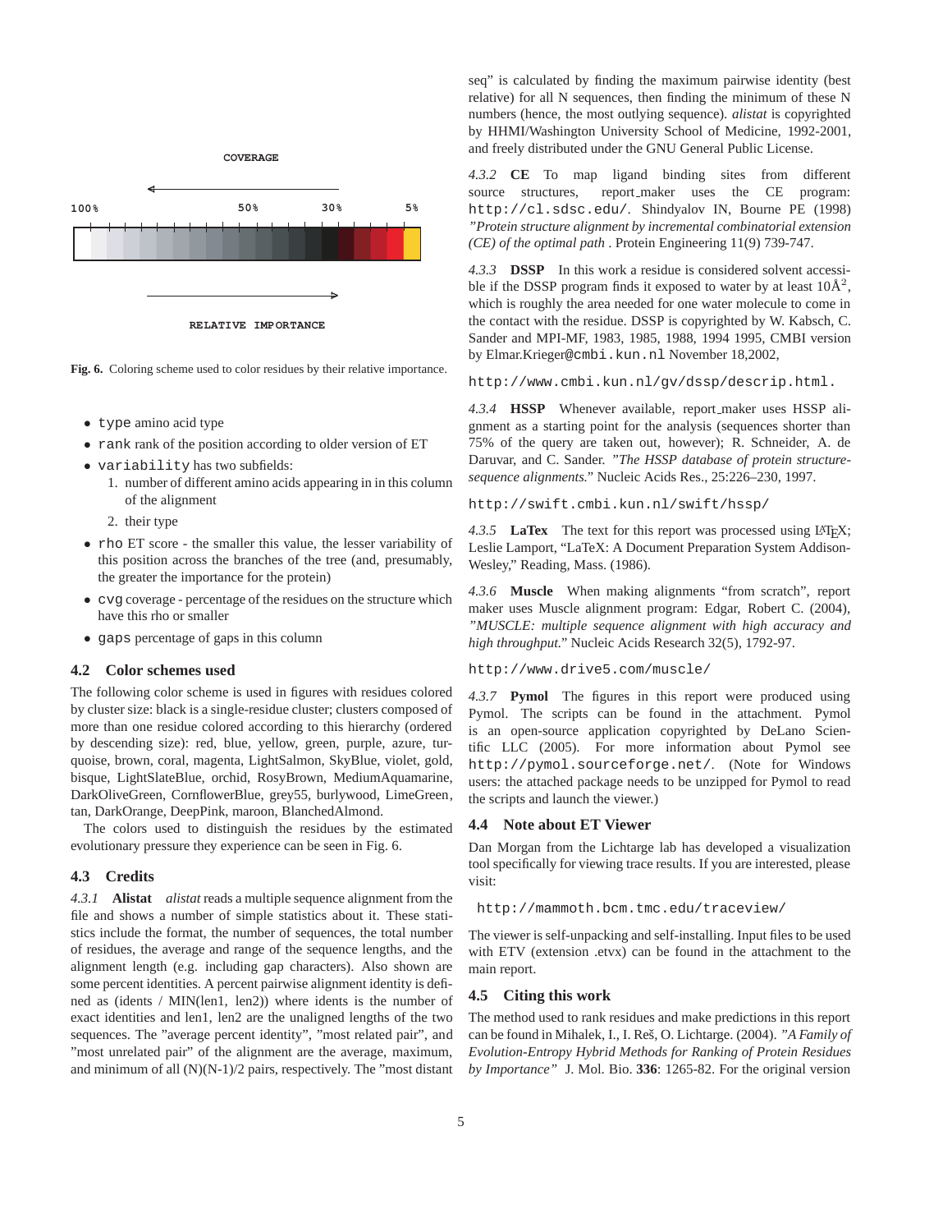Fig. 6. Coloring scheme used to color residues by their relative importance.

- `type` amino acid type
- `rank` rank of the position according to older version of ET
- `variability` has two subfields:
  1. number of different amino acids appearing in in this column of the alignment
  2. their type
- `rho` ET score - the smaller this value, the lesser variability of this position across the branches of the tree (and, presumably, the greater the importance for the protein)
- `cvg` coverage - percentage of the residues on the structure which have this rho or smaller
- `gaps` percentage of gaps in this column

### 4.2 Color schemes used

The following color scheme is used in figures with residues colored by cluster size: black is a single-residue cluster; clusters composed of more than one residue colored according to this hierarchy (ordered by descending size): red, blue, yellow, green, purple, azure, turquoise, brown, coral, magenta, LightSalmon, SkyBlue, violet, gold, bisque, LightSlateBlue, orchid, RosyBrown, MediumAquamarine, DarkOliveGreen, CornflowerBlue, grey55, burlywood, LimeGreen, tan, DarkOrange, DeepPink, maroon, BlanchedAlmond.

The colors used to distinguish the residues by the estimated evolutionary pressure they experience can be seen in Fig. 6.

### 4.3 Credits

*4.3.1* **Alistat** *alistat* reads a multiple sequence alignment from the file and shows a number of simple statistics about it. These statistics include the format, the number of sequences, the total number of residues, the average and range of the sequence lengths, and the alignment length (e.g. including gap characters). Also shown are some percent identities. A percent pairwise alignment identity is defined as (idents / MIN(len1, len2)) where idents is the number of exact identities and len1, len2 are the unaligned lengths of the two sequences. The "average percent identity", "most related pair", and "most unrelated pair" of the alignment are the average, maximum, and minimum of all (N)(N-1)/2 pairs, respectively. The "most distant seq" is calculated by finding the maximum pairwise identity (best relative) for all N sequences, then finding the minimum of these N numbers (hence, the most outlying sequence). *alistat* is copyrighted by HHMI/Washington University School of Medicine, 1992-2001, and freely distributed under the GNU General Public License.

*4.3.2* **CE** To map ligand binding sites from different source structures, report_maker uses the CE program: `http://cl.sdsc.edu/`. Shindyalov IN, Bourne PE (1998) *"Protein structure alignment by incremental combinatorial extension (CE) of the optimal path* . Protein Engineering 11(9) 739-747.

*4.3.3* **DSSP** In this work a residue is considered solvent accessible if the DSSP program finds it exposed to water by at least 10Å$^2$, which is roughly the area needed for one water molecule to come in the contact with the residue. DSSP is copyrighted by W. Kabsch, C. Sander and MPI-MF, 1983, 1985, 1988, 1994 1995, CMBI version by Elmar.Krieger@`cmbi.kun.nl` November 18,2002,

`http://www.cmbi.kun.nl/gv/dssp/descrip.html.`

*4.3.4* **HSSP** Whenever available, report_maker uses HSSP alignment as a starting point for the analysis (sequences shorter than 75% of the query are taken out, however); R. Schneider, A. de Daruvar, and C. Sander. *"The HSSP database of protein structure-sequence alignments."* Nucleic Acids Res., 25:226–230, 1997.

`http://swift.cmbi.kun.nl/swift/hssp/`

*4.3.5* **LaTex** The text for this report was processed using LaTeX; Leslie Lamport, "LaTeX: A Document Preparation System Addison-Wesley," Reading, Mass. (1986).

*4.3.6* **Muscle** When making alignments "from scratch", report maker uses Muscle alignment program: Edgar, Robert C. (2004), *"MUSCLE: multiple sequence alignment with high accuracy and high throughput."* Nucleic Acids Research 32(5), 1792-97.

`http://www.drive5.com/muscle/`

*4.3.7* **Pymol** The figures in this report were produced using Pymol. The scripts can be found in the attachment. Pymol is an open-source application copyrighted by DeLano Scientific LLC (2005). For more information about Pymol see `http://pymol.sourceforge.net/`. (Note for Windows users: the attached package needs to be unzipped for Pymol to read the scripts and launch the viewer.)

### 4.4 Note about ET Viewer

Dan Morgan from the Lichtarge lab has developed a visualization tool specifically for viewing trace results. If you are interested, please visit:

`http://mammoth.bcm.tmc.edu/traceview/`

The viewer is self-unpacking and self-installing. Input files to be used with ETV (extension .etvx) can be found in the attachment to the main report.

### 4.5 Citing this work

The method used to rank residues and make predictions in this report can be found in Mihalek, I., I. Reš, O. Lichtarge. (2004). *"A Family of Evolution-Entropy Hybrid Methods for Ranking of Protein Residues by Importance"* J. Mol. Bio. **336**: 1265-82. For the original version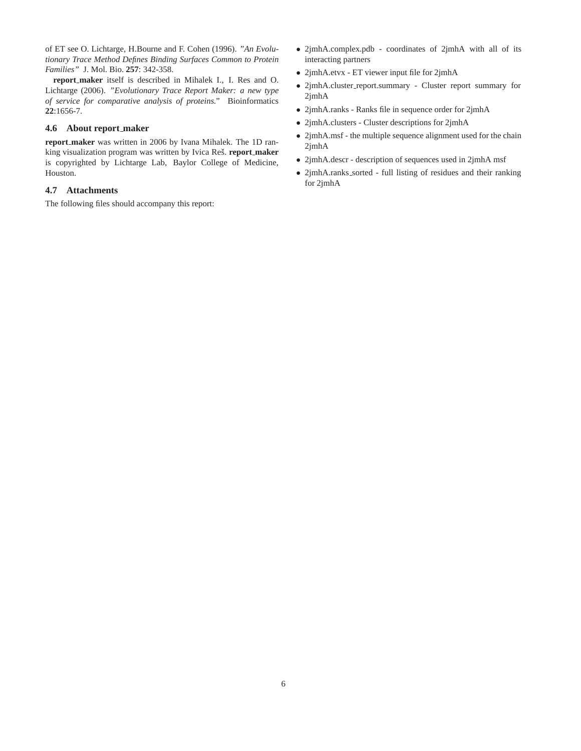of ET see O. Lichtarge, H.Bourne and F. Cohen (1996). *"An Evolutionary Trace Method Defines Binding Surfaces Common to Protein Families"* J. Mol. Bio. **257**: 342-358.

**report_maker** itself is described in Mihalek I., I. Res and O. Lichtarge (2006). *"Evolutionary Trace Report Maker: a new type of service for comparative analysis of proteins."* Bioinformatics **22**:1656-7.

### 4.6 About report_maker

**report_maker** was written in 2006 by Ivana Mihalek. The 1D ranking visualization program was written by Ivica Reš. **report_maker** is copyrighted by Lichtarge Lab, Baylor College of Medicine, Houston.

### 4.7 Attachments

The following files should accompany this report:

- 2jmhA.complex.pdb - coordinates of 2jmhA with all of its interacting partners
- 2jmhA.etvx - ET viewer input file for 2jmhA
- 2jmhA.cluster_report.summary - Cluster report summary for 2jmhA
- 2jmhA.ranks - Ranks file in sequence order for 2jmhA
- 2jmhA.clusters - Cluster descriptions for 2jmhA
- 2jmhA.msf - the multiple sequence alignment used for the chain 2jmhA
- 2jmhA.descr - description of sequences used in 2jmhA msf
- 2jmhA.ranks_sorted - full listing of residues and their ranking for 2jmhA